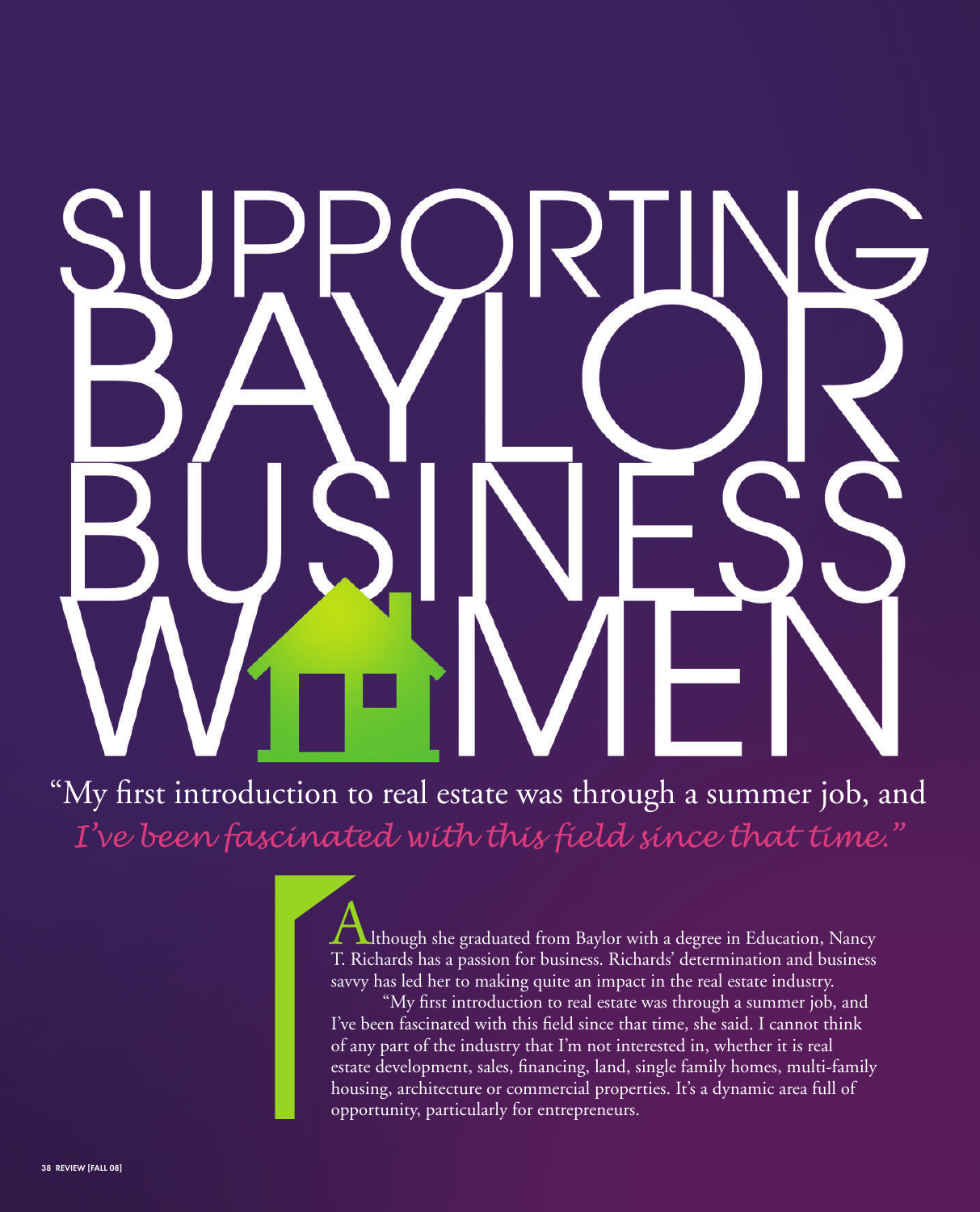# SUPPORTING BAYLOR BUSINESS WOMEN

"My first introduction to real estate was through a summer job, and *I've been fascinated with this field since that time."*

Although she graduated from Baylor with a degree in Education, Nancy T. Richards has a passion for business. Richards' determination and business savvy has led her to making quite an impact in the real estate industry.

"My first introduction to real estate was through a summer job, and I've been fascinated with this field since that time, she said. I cannot think of any part of the industry that I'm not interested in, whether it is real estate development, sales, financing, land, single family homes, multi-family housing, architecture or commercial properties. It's a dynamic area full of opportunity, particularly for entrepreneurs.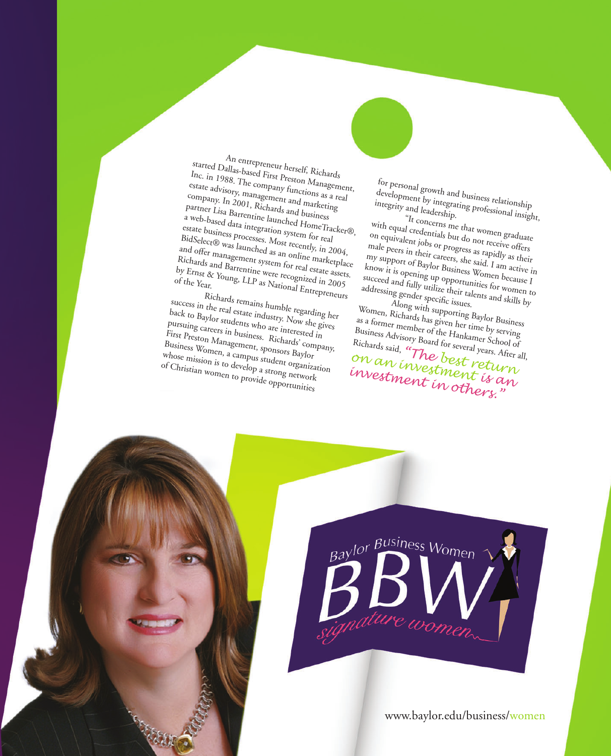An entrepreneur herself, Richards started Dallas-based First Preston Management, Inc. in 1988. The company functions as a real estate advisory, management and marketing company. In 2001, Richards and business partner Lisa Barrentine launched HomeTracker®, a web-based data integration system for real estate business processes. Most recently, in 2004, BidSelect® was launched as an online marketplace and offer management system for real estate assets. Richards and Barrentine were recognized in 2005 by Ernst & Young, LLP as National Entrepreneurs of the Year.

Richards remains humble regarding her success in the real estate industry. Now she gives back to Baylor students who are interested in pursuing careers in business. Richards' company, First Preston Management, sponsors Baylor Business Women, a campus student organization whose mission is to develop a strong network of Christian women to provide opportunities for personal growth and business relationship development by integrating professional insight, integrity and leadership.

"It concerns me that women graduate with equal credentials but do not receive offers on equivalent jobs or progress as rapidly as their male peers in their careers, she said. I am active in my support of Baylor Business Women because I know it is opening up opportunities for women to succeed and fully utilize their talents and skills by addressing gender specific issues.

Along with supporting Baylor Business Women, Richards has given her time by serving as a former member of the Hankamer School of Business Advisory Board for several years. After all, Richards said, *"The best return on an investment is an investment in others."*

Baylor Business Women

BBW

*signature women*

www.baylor.edu/business/women